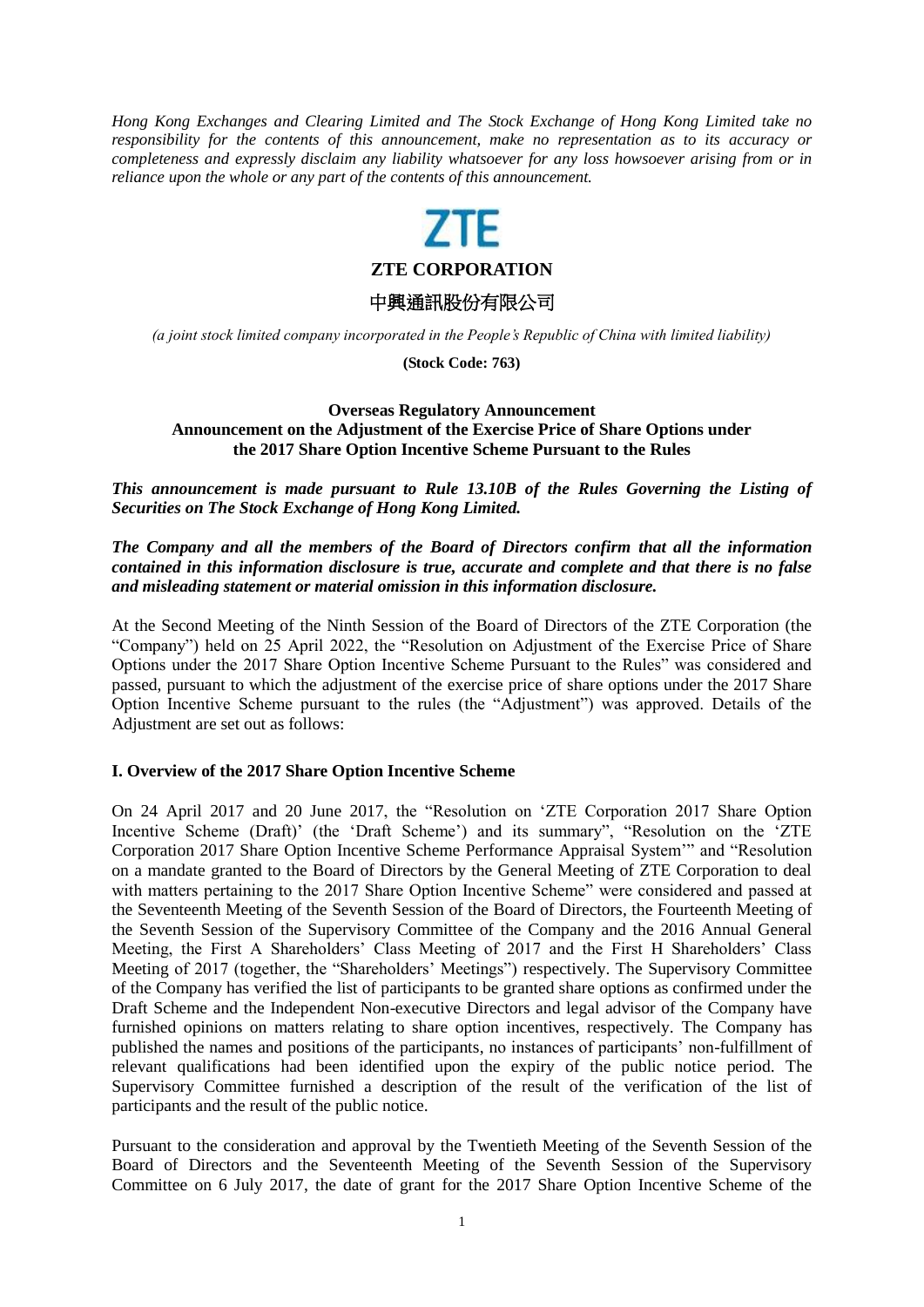*Hong Kong Exchanges and Clearing Limited and The Stock Exchange of Hong Kong Limited take no responsibility for the contents of this announcement, make no representation as to its accuracy or completeness and expressly disclaim any liability whatsoever for any loss howsoever arising from or in reliance upon the whole or any part of the contents of this announcement.*

ZTE

**ZTE CORPORATION**

中興通訊股份有限公司

*(a joint stock limited company incorporated in the People's Republic of China with limited liability)*

**(Stock Code: 763)**

**Overseas Regulatory Announcement**
**Announcement on the Adjustment of the Exercise Price of Share Options under the 2017 Share Option Incentive Scheme Pursuant to the Rules**

***This announcement is made pursuant to Rule 13.10B of the Rules Governing the Listing of Securities on The Stock Exchange of Hong Kong Limited.***

***The Company and all the members of the Board of Directors confirm that all the information contained in this information disclosure is true, accurate and complete and that there is no false and misleading statement or material omission in this information disclosure.***

At the Second Meeting of the Ninth Session of the Board of Directors of the ZTE Corporation (the "Company") held on 25 April 2022, the "Resolution on Adjustment of the Exercise Price of Share Options under the 2017 Share Option Incentive Scheme Pursuant to the Rules" was considered and passed, pursuant to which the adjustment of the exercise price of share options under the 2017 Share Option Incentive Scheme pursuant to the rules (the "Adjustment") was approved. Details of the Adjustment are set out as follows:

**I. Overview of the 2017 Share Option Incentive Scheme**

On 24 April 2017 and 20 June 2017, the "Resolution on 'ZTE Corporation 2017 Share Option Incentive Scheme (Draft)' (the 'Draft Scheme') and its summary", "Resolution on the 'ZTE Corporation 2017 Share Option Incentive Scheme Performance Appraisal System'" and "Resolution on a mandate granted to the Board of Directors by the General Meeting of ZTE Corporation to deal with matters pertaining to the 2017 Share Option Incentive Scheme" were considered and passed at the Seventeenth Meeting of the Seventh Session of the Board of Directors, the Fourteenth Meeting of the Seventh Session of the Supervisory Committee of the Company and the 2016 Annual General Meeting, the First A Shareholders' Class Meeting of 2017 and the First H Shareholders' Class Meeting of 2017 (together, the "Shareholders' Meetings") respectively. The Supervisory Committee of the Company has verified the list of participants to be granted share options as confirmed under the Draft Scheme and the Independent Non-executive Directors and legal advisor of the Company have furnished opinions on matters relating to share option incentives, respectively. The Company has published the names and positions of the participants, no instances of participants' non-fulfillment of relevant qualifications had been identified upon the expiry of the public notice period. The Supervisory Committee furnished a description of the result of the verification of the list of participants and the result of the public notice.

Pursuant to the consideration and approval by the Twentieth Meeting of the Seventh Session of the Board of Directors and the Seventeenth Meeting of the Seventh Session of the Supervisory Committee on 6 July 2017, the date of grant for the 2017 Share Option Incentive Scheme of the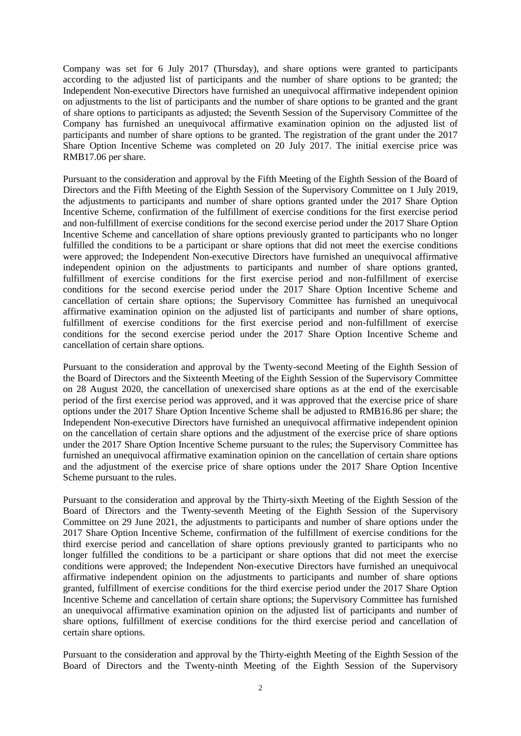Company was set for 6 July 2017 (Thursday), and share options were granted to participants according to the adjusted list of participants and the number of share options to be granted; the Independent Non-executive Directors have furnished an unequivocal affirmative independent opinion on adjustments to the list of participants and the number of share options to be granted and the grant of share options to participants as adjusted; the Seventh Session of the Supervisory Committee of the Company has furnished an unequivocal affirmative examination opinion on the adjusted list of participants and number of share options to be granted. The registration of the grant under the 2017 Share Option Incentive Scheme was completed on 20 July 2017. The initial exercise price was RMB17.06 per share.

Pursuant to the consideration and approval by the Fifth Meeting of the Eighth Session of the Board of Directors and the Fifth Meeting of the Eighth Session of the Supervisory Committee on 1 July 2019, the adjustments to participants and number of share options granted under the 2017 Share Option Incentive Scheme, confirmation of the fulfillment of exercise conditions for the first exercise period and non-fulfillment of exercise conditions for the second exercise period under the 2017 Share Option Incentive Scheme and cancellation of share options previously granted to participants who no longer fulfilled the conditions to be a participant or share options that did not meet the exercise conditions were approved; the Independent Non-executive Directors have furnished an unequivocal affirmative independent opinion on the adjustments to participants and number of share options granted, fulfillment of exercise conditions for the first exercise period and non-fulfillment of exercise conditions for the second exercise period under the 2017 Share Option Incentive Scheme and cancellation of certain share options; the Supervisory Committee has furnished an unequivocal affirmative examination opinion on the adjusted list of participants and number of share options, fulfillment of exercise conditions for the first exercise period and non-fulfillment of exercise conditions for the second exercise period under the 2017 Share Option Incentive Scheme and cancellation of certain share options.

Pursuant to the consideration and approval by the Twenty-second Meeting of the Eighth Session of the Board of Directors and the Sixteenth Meeting of the Eighth Session of the Supervisory Committee on 28 August 2020, the cancellation of unexercised share options as at the end of the exercisable period of the first exercise period was approved, and it was approved that the exercise price of share options under the 2017 Share Option Incentive Scheme shall be adjusted to RMB16.86 per share; the Independent Non-executive Directors have furnished an unequivocal affirmative independent opinion on the cancellation of certain share options and the adjustment of the exercise price of share options under the 2017 Share Option Incentive Scheme pursuant to the rules; the Supervisory Committee has furnished an unequivocal affirmative examination opinion on the cancellation of certain share options and the adjustment of the exercise price of share options under the 2017 Share Option Incentive Scheme pursuant to the rules.

Pursuant to the consideration and approval by the Thirty-sixth Meeting of the Eighth Session of the Board of Directors and the Twenty-seventh Meeting of the Eighth Session of the Supervisory Committee on 29 June 2021, the adjustments to participants and number of share options under the 2017 Share Option Incentive Scheme, confirmation of the fulfillment of exercise conditions for the third exercise period and cancellation of share options previously granted to participants who no longer fulfilled the conditions to be a participant or share options that did not meet the exercise conditions were approved; the Independent Non-executive Directors have furnished an unequivocal affirmative independent opinion on the adjustments to participants and number of share options granted, fulfillment of exercise conditions for the third exercise period under the 2017 Share Option Incentive Scheme and cancellation of certain share options; the Supervisory Committee has furnished an unequivocal affirmative examination opinion on the adjusted list of participants and number of share options, fulfillment of exercise conditions for the third exercise period and cancellation of certain share options.

Pursuant to the consideration and approval by the Thirty-eighth Meeting of the Eighth Session of the Board of Directors and the Twenty-ninth Meeting of the Eighth Session of the Supervisory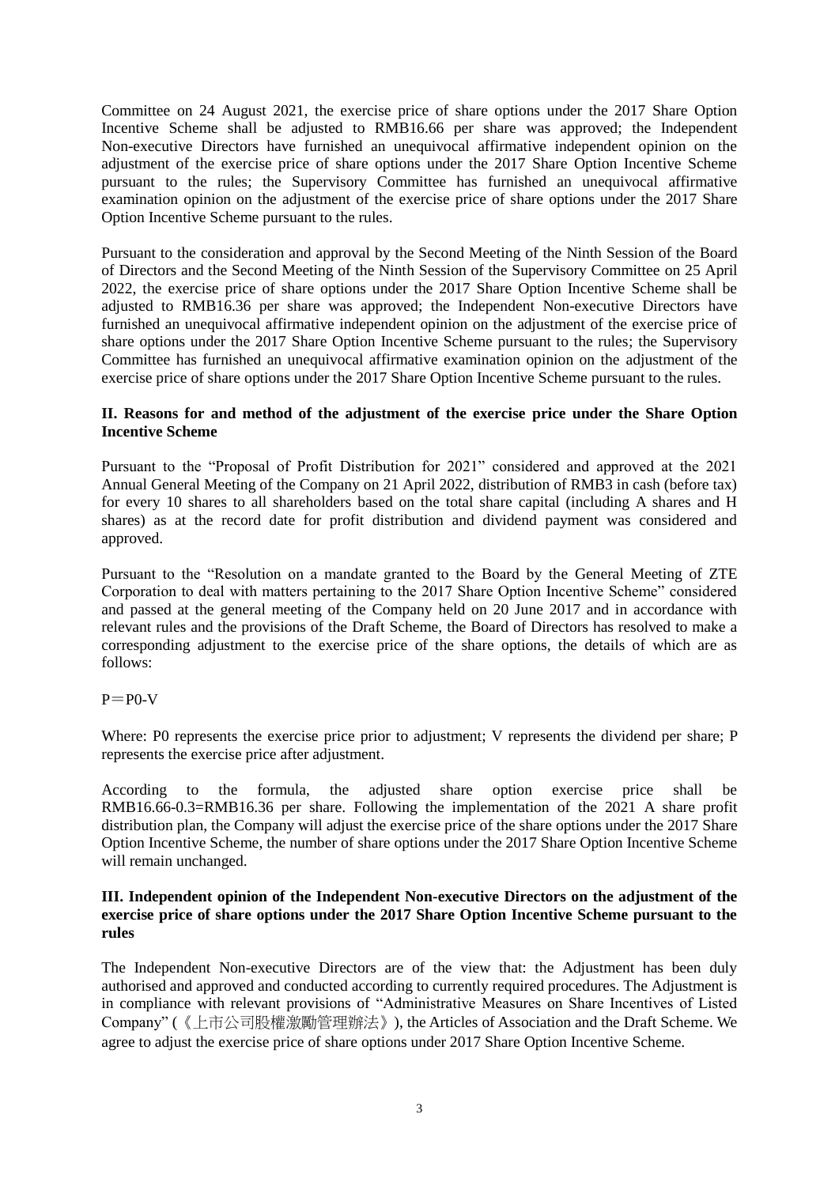Committee on 24 August 2021, the exercise price of share options under the 2017 Share Option Incentive Scheme shall be adjusted to RMB16.66 per share was approved; the Independent Non-executive Directors have furnished an unequivocal affirmative independent opinion on the adjustment of the exercise price of share options under the 2017 Share Option Incentive Scheme pursuant to the rules; the Supervisory Committee has furnished an unequivocal affirmative examination opinion on the adjustment of the exercise price of share options under the 2017 Share Option Incentive Scheme pursuant to the rules.

Pursuant to the consideration and approval by the Second Meeting of the Ninth Session of the Board of Directors and the Second Meeting of the Ninth Session of the Supervisory Committee on 25 April 2022, the exercise price of share options under the 2017 Share Option Incentive Scheme shall be adjusted to RMB16.36 per share was approved; the Independent Non-executive Directors have furnished an unequivocal affirmative independent opinion on the adjustment of the exercise price of share options under the 2017 Share Option Incentive Scheme pursuant to the rules; the Supervisory Committee has furnished an unequivocal affirmative examination opinion on the adjustment of the exercise price of share options under the 2017 Share Option Incentive Scheme pursuant to the rules.

**II. Reasons for and method of the adjustment of the exercise price under the Share Option Incentive Scheme**

Pursuant to the "Proposal of Profit Distribution for 2021" considered and approved at the 2021 Annual General Meeting of the Company on 21 April 2022, distribution of RMB3 in cash (before tax) for every 10 shares to all shareholders based on the total share capital (including A shares and H shares) as at the record date for profit distribution and dividend payment was considered and approved.

Pursuant to the "Resolution on a mandate granted to the Board by the General Meeting of ZTE Corporation to deal with matters pertaining to the 2017 Share Option Incentive Scheme" considered and passed at the general meeting of the Company held on 20 June 2017 and in accordance with relevant rules and the provisions of the Draft Scheme, the Board of Directors has resolved to make a corresponding adjustment to the exercise price of the share options, the details of which are as follows:

$P = P0 - V$

Where: P0 represents the exercise price prior to adjustment; V represents the dividend per share; P represents the exercise price after adjustment.

According to the formula, the adjusted share option exercise price shall be RMB16.66-0.3=RMB16.36 per share. Following the implementation of the 2021 A share profit distribution plan, the Company will adjust the exercise price of the share options under the 2017 Share Option Incentive Scheme, the number of share options under the 2017 Share Option Incentive Scheme will remain unchanged.

**III. Independent opinion of the Independent Non-executive Directors on the adjustment of the exercise price of share options under the 2017 Share Option Incentive Scheme pursuant to the rules**

The Independent Non-executive Directors are of the view that: the Adjustment has been duly authorised and approved and conducted according to currently required procedures. The Adjustment is in compliance with relevant provisions of "Administrative Measures on Share Incentives of Listed Company" (《上市公司股權激勵管理辦法》), the Articles of Association and the Draft Scheme. We agree to adjust the exercise price of share options under 2017 Share Option Incentive Scheme.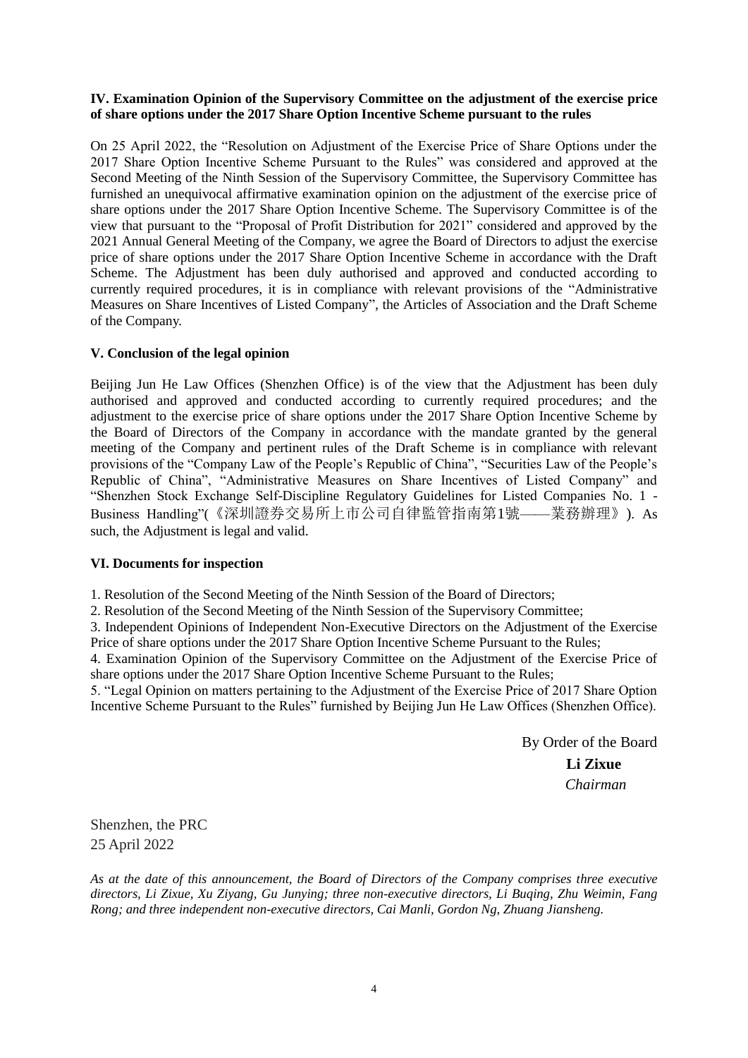**IV. Examination Opinion of the Supervisory Committee on the adjustment of the exercise price of share options under the 2017 Share Option Incentive Scheme pursuant to the rules**

On 25 April 2022, the "Resolution on Adjustment of the Exercise Price of Share Options under the 2017 Share Option Incentive Scheme Pursuant to the Rules" was considered and approved at the Second Meeting of the Ninth Session of the Supervisory Committee, the Supervisory Committee has furnished an unequivocal affirmative examination opinion on the adjustment of the exercise price of share options under the 2017 Share Option Incentive Scheme. The Supervisory Committee is of the view that pursuant to the "Proposal of Profit Distribution for 2021" considered and approved by the 2021 Annual General Meeting of the Company, we agree the Board of Directors to adjust the exercise price of share options under the 2017 Share Option Incentive Scheme in accordance with the Draft Scheme. The Adjustment has been duly authorised and approved and conducted according to currently required procedures, it is in compliance with relevant provisions of the "Administrative Measures on Share Incentives of Listed Company", the Articles of Association and the Draft Scheme of the Company.

**V. Conclusion of the legal opinion**

Beijing Jun He Law Offices (Shenzhen Office) is of the view that the Adjustment has been duly authorised and approved and conducted according to currently required procedures; and the adjustment to the exercise price of share options under the 2017 Share Option Incentive Scheme by the Board of Directors of the Company in accordance with the mandate granted by the general meeting of the Company and pertinent rules of the Draft Scheme is in compliance with relevant provisions of the "Company Law of the People's Republic of China", "Securities Law of the People's Republic of China", "Administrative Measures on Share Incentives of Listed Company" and "Shenzhen Stock Exchange Self-Discipline Regulatory Guidelines for Listed Companies No. 1 - Business Handling"(《深圳證券交易所上市公司自律監管指南第1號——業務辦理》). As such, the Adjustment is legal and valid.

**VI. Documents for inspection**

1. Resolution of the Second Meeting of the Ninth Session of the Board of Directors;
2. Resolution of the Second Meeting of the Ninth Session of the Supervisory Committee;
3. Independent Opinions of Independent Non-Executive Directors on the Adjustment of the Exercise Price of share options under the 2017 Share Option Incentive Scheme Pursuant to the Rules;
4. Examination Opinion of the Supervisory Committee on the Adjustment of the Exercise Price of share options under the 2017 Share Option Incentive Scheme Pursuant to the Rules;
5. "Legal Opinion on matters pertaining to the Adjustment of the Exercise Price of 2017 Share Option Incentive Scheme Pursuant to the Rules" furnished by Beijing Jun He Law Offices (Shenzhen Office).

By Order of the Board
**Li Zixue**
*Chairman*

Shenzhen, the PRC
25 April 2022

*As at the date of this announcement, the Board of Directors of the Company comprises three executive directors, Li Zixue, Xu Ziyang, Gu Junying; three non-executive directors, Li Buqing, Zhu Weimin, Fang Rong; and three independent non-executive directors, Cai Manli, Gordon Ng, Zhuang Jiansheng.*